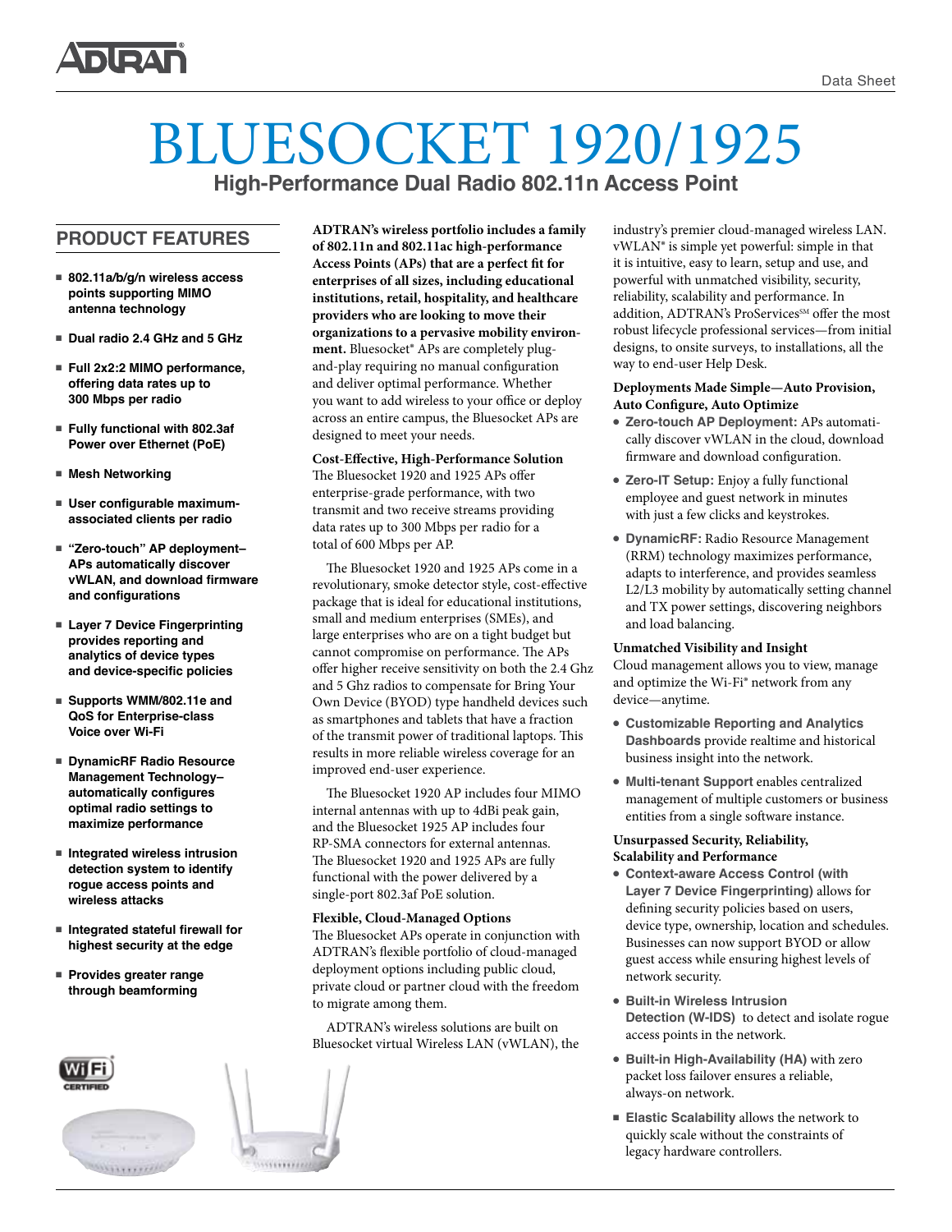# BLUESOCKET 1920/1925

## High-Performance Dual Radio 802.11n Access Point

## PRODUCT FEATURES

- **802.11a/b/g/n wireless access points supporting MIMO antenna technology**
- **Dual radio 2.4 GHz and 5 GHz**
- **Full 2x2:2 MIMO performance, offering data rates up to 300 Mbps per radio**
- **Fully functional with 802.3af Power over Ethernet (PoE)**
- **Mesh Networking**
- **User configurable maximum-associated clients per radio**
- **"Zero-touch" AP deployment– APs automatically discover vWLAN, and download firmware and configurations**
- **Layer 7 Device Fingerprinting provides reporting and analytics of device types and device-specific policies**
- **Supports WMM/802.11e and QoS for Enterprise-class Voice over Wi-Fi**
- **DynamicRF Radio Resource Management Technology– automatically configures optimal radio settings to maximize performance**
- **Integrated wireless intrusion detection system to identify rogue access points and wireless attacks**
- **Integrated stateful firewall for highest security at the edge**
- **Provides greater range through beamforming**

**ADTRAN's wireless portfolio includes a family of 802.11n and 802.11ac high-performance Access Points (APs) that are a perfect fit for enterprises of all sizes, including educational institutions, retail, hospitality, and healthcare providers who are looking to move their organizations to a pervasive mobility environment.** Bluesocket® APs are completely plug-and-play requiring no manual configuration and deliver optimal performance. Whether you want to add wireless to your office or deploy across an entire campus, the Bluesocket APs are designed to meet your needs.

**Cost-Effective, High-Performance Solution**

The Bluesocket 1920 and 1925 APs offer enterprise-grade performance, with two transmit and two receive streams providing data rates up to 300 Mbps per radio for a total of 600 Mbps per AP.

The Bluesocket 1920 and 1925 APs come in a revolutionary, smoke detector style, cost-effective package that is ideal for educational institutions, small and medium enterprises (SMEs), and large enterprises who are on a tight budget but cannot compromise on performance. The APs offer higher receive sensitivity on both the 2.4 Ghz and 5 Ghz radios to compensate for Bring Your Own Device (BYOD) type handheld devices such as smartphones and tablets that have a fraction of the transmit power of traditional laptops. This results in more reliable wireless coverage for an improved end-user experience.

The Bluesocket 1920 AP includes four MIMO internal antennas with up to 4dBi peak gain, and the Bluesocket 1925 AP includes four RP-SMA connectors for external antennas. The Bluesocket 1920 and 1925 APs are fully functional with the power delivered by a single-port 802.3af PoE solution.

**Flexible, Cloud-Managed Options**

The Bluesocket APs operate in conjunction with ADTRAN's flexible portfolio of cloud-managed deployment options including public cloud, private cloud or partner cloud with the freedom to migrate among them.

ADTRAN's wireless solutions are built on Bluesocket virtual Wireless LAN (vWLAN), the industry's premier cloud-managed wireless LAN. vWLAN® is simple yet powerful: simple in that it is intuitive, easy to learn, setup and use, and powerful with unmatched visibility, security, reliability, scalability and performance. In addition, ADTRAN's ProServices℠ offer the most robust lifecycle professional services—from initial designs, to onsite surveys, to installations, all the way to end-user Help Desk.

**Deployments Made Simple—Auto Provision, Auto Configure, Auto Optimize**

- **Zero-touch AP Deployment:** APs automatically discover vWLAN in the cloud, download firmware and download configuration.
- **Zero-IT Setup:** Enjoy a fully functional employee and guest network in minutes with just a few clicks and keystrokes.
- **DynamicRF:** Radio Resource Management (RRM) technology maximizes performance, adapts to interference, and provides seamless L2/L3 mobility by automatically setting channel and TX power settings, discovering neighbors and load balancing.

**Unmatched Visibility and Insight**

Cloud management allows you to view, manage and optimize the Wi-Fi® network from any device—anytime.

- **Customizable Reporting and Analytics Dashboards** provide realtime and historical business insight into the network.
- **Multi-tenant Support** enables centralized management of multiple customers or business entities from a single software instance.

**Unsurpassed Security, Reliability, Scalability and Performance**

- **Context-aware Access Control (with Layer 7 Device Fingerprinting)** allows for defining security policies based on users, device type, ownership, location and schedules. Businesses can now support BYOD or allow guest access while ensuring highest levels of network security.
- **Built-in Wireless Intrusion Detection (W-IDS)** to detect and isolate rogue access points in the network.
- **Built-in High-Availability (HA)** with zero packet loss failover ensures a reliable, always-on network.
- **Elastic Scalability** allows the network to quickly scale without the constraints of legacy hardware controllers.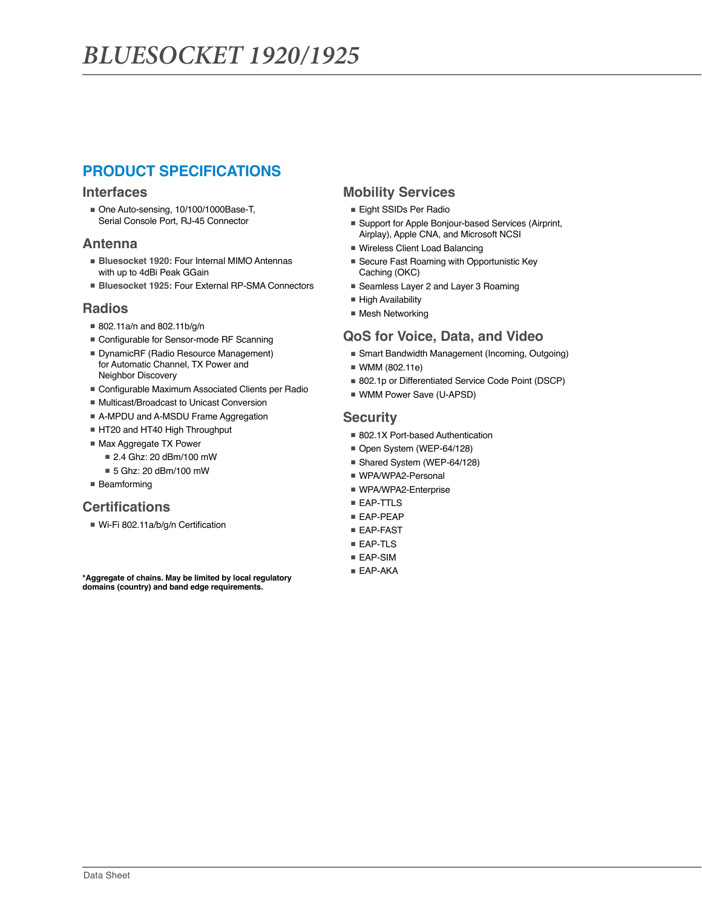# BLUESOCKET 1920/1925

## PRODUCT SPECIFICATIONS

### Interfaces

- One Auto-sensing, 10/100/1000Base-T, Serial Console Port, RJ-45 Connector

### Antenna

- **Bluesocket 1920:** Four Internal MIMO Antennas with up to 4dBi Peak GGain
- **Bluesocket 1925:** Four External RP-SMA Connectors

### Radios

- 802.11a/n and 802.11b/g/n
- Configurable for Sensor-mode RF Scanning
- DynamicRF (Radio Resource Management) for Automatic Channel, TX Power and Neighbor Discovery
- Configurable Maximum Associated Clients per Radio
- Multicast/Broadcast to Unicast Conversion
- A-MPDU and A-MSDU Frame Aggregation
- HT20 and HT40 High Throughput
- Max Aggregate TX Power
  - 2.4 Ghz: 20 dBm/100 mW
  - 5 Ghz: 20 dBm/100 mW
- Beamforming

### Certifications

- Wi-Fi 802.11a/b/g/n Certification

**\*Aggregate of chains. May be limited by local regulatory domains (country) and band edge requirements.**

### Mobility Services

- Eight SSIDs Per Radio
- Support for Apple Bonjour-based Services (Airprint, Airplay), Apple CNA, and Microsoft NCSI
- Wireless Client Load Balancing
- Secure Fast Roaming with Opportunistic Key Caching (OKC)
- Seamless Layer 2 and Layer 3 Roaming
- High Availability
- Mesh Networking

### QoS for Voice, Data, and Video

- Smart Bandwidth Management (Incoming, Outgoing)
- WMM (802.11e)
- 802.1p or Differentiated Service Code Point (DSCP)
- WMM Power Save (U-APSD)

### Security

- 802.1X Port-based Authentication
- Open System (WEP-64/128)
- Shared System (WEP-64/128)
- WPA/WPA2-Personal
- WPA/WPA2-Enterprise
- EAP-TTLS
- EAP-PEAP
- EAP-FAST
- EAP-TLS
- EAP-SIM
- EAP-AKA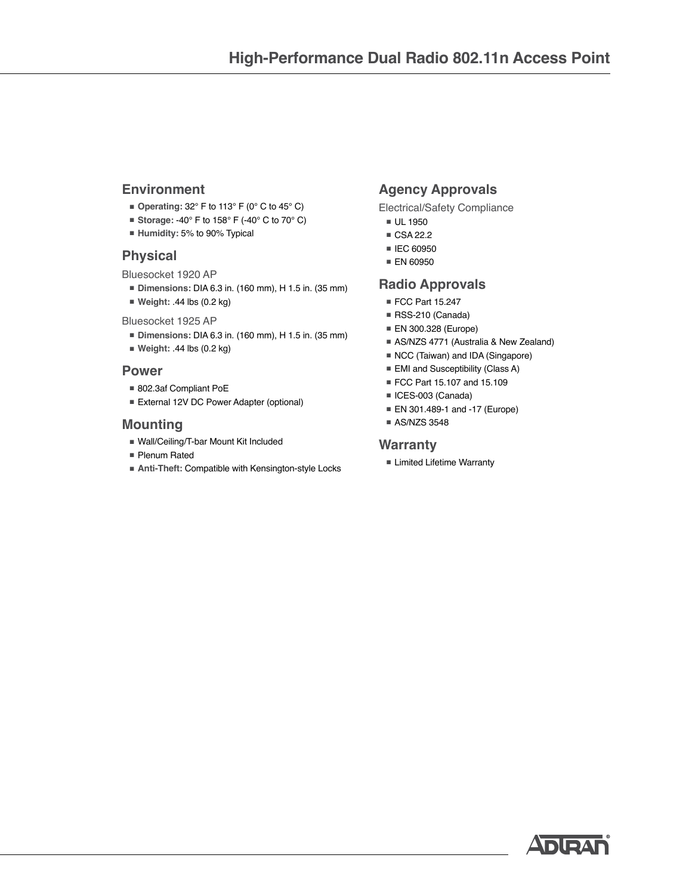## Environment

- **Operating:** 32° F to 113° F (0° C to 45° C)
- **Storage:** -40° F to 158° F (-40° C to 70° C)
- **Humidity:** 5% to 90% Typical

## Physical

Bluesocket 1920 AP

- **Dimensions:** DIA 6.3 in. (160 mm), H 1.5 in. (35 mm)
- **Weight:** .44 lbs (0.2 kg)

Bluesocket 1925 AP

- **Dimensions:** DIA 6.3 in. (160 mm), H 1.5 in. (35 mm)
- **Weight:** .44 lbs (0.2 kg)

## Power

- 802.3af Compliant PoE
- External 12V DC Power Adapter (optional)

## Mounting

- Wall/Ceiling/T-bar Mount Kit Included
- Plenum Rated
- **Anti-Theft:** Compatible with Kensington-style Locks

## Agency Approvals

Electrical/Safety Compliance

- UL 1950
- CSA 22.2
- IEC 60950
- EN 60950

## Radio Approvals

- FCC Part 15.247
- RSS-210 (Canada)
- EN 300.328 (Europe)
- AS/NZS 4771 (Australia & New Zealand)
- NCC (Taiwan) and IDA (Singapore)
- EMI and Susceptibility (Class A)
- FCC Part 15.107 and 15.109
- ICES-003 (Canada)
- EN 301.489-1 and -17 (Europe)
- AS/NZS 3548

## Warranty

- Limited Lifetime Warranty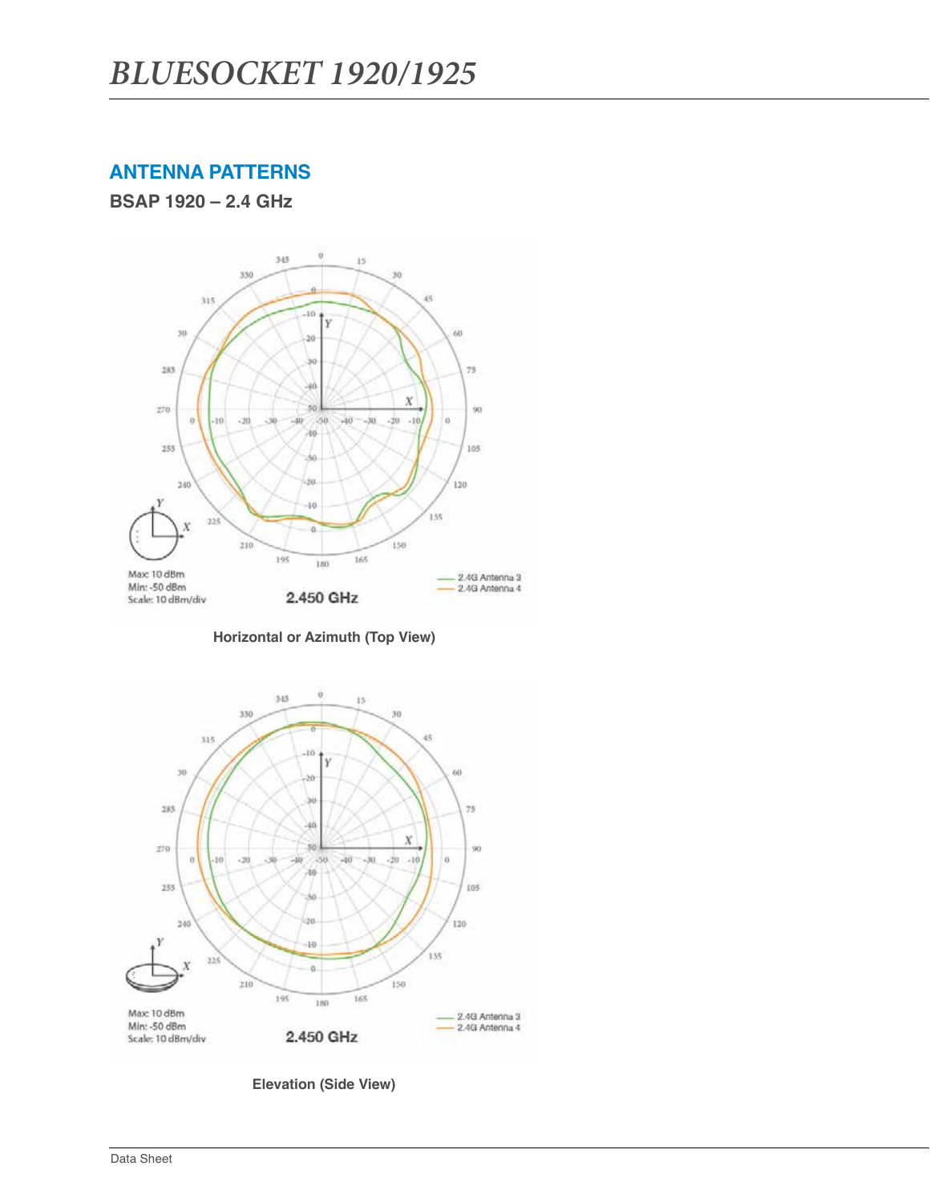## ANTENNA PATTERNS

### BSAP 1920 – 2.4 GHz

Horizontal or Azimuth (Top View)

Elevation (Side View)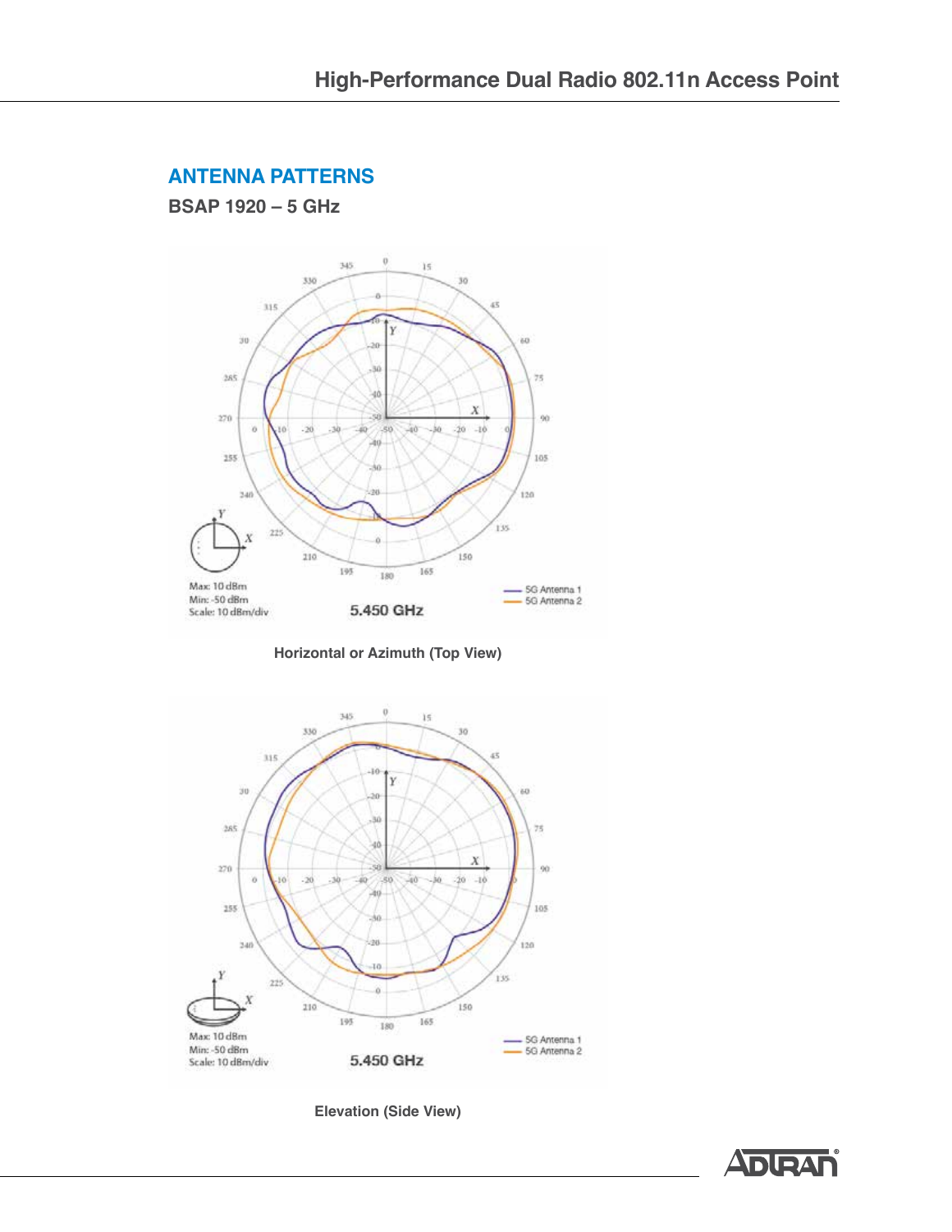## ANTENNA PATTERNS

### BSAP 1920 – 5 GHz

Max: 10 dBm
Min: -50 dBm
Scale: 10 dBm/div

5.450 GHz

— 5G Antenna 1
— 5G Antenna 2

**Horizontal or Azimuth (Top View)**

Max: 10 dBm
Min: -50 dBm
Scale: 10 dBm/div

5.450 GHz

— 5G Antenna 1
— 5G Antenna 2

**Elevation (Side View)**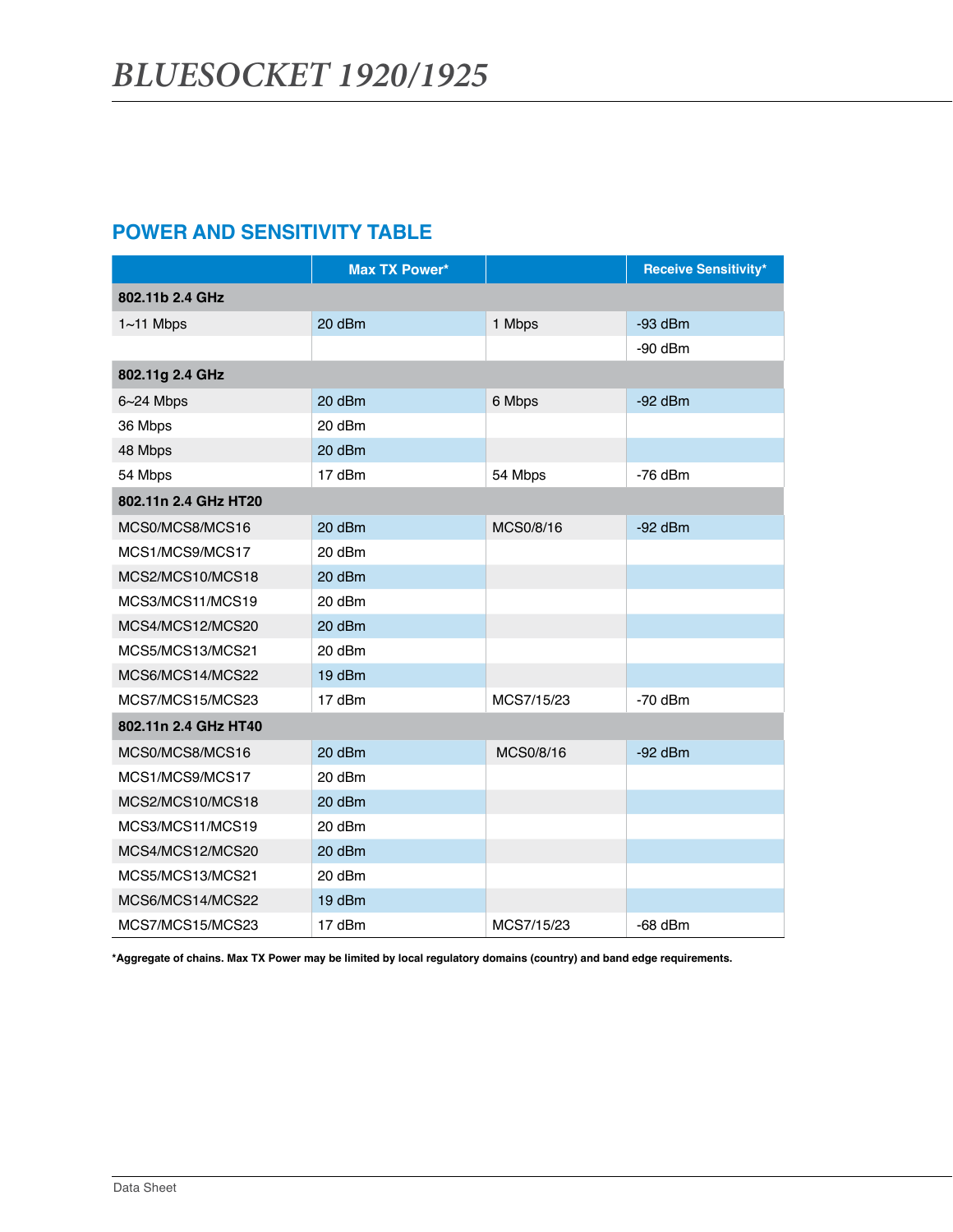## POWER AND SENSITIVITY TABLE

| | Max TX Power* | | Receive Sensitivity* |
|---|---|---|---|
| **802.11b 2.4 GHz** | | | |
| 1~11 Mbps | 20 dBm | 1 Mbps | -93 dBm |
| | | | -90 dBm |
| **802.11g 2.4 GHz** | | | |
| 6~24 Mbps | 20 dBm | 6 Mbps | -92 dBm |
| 36 Mbps | 20 dBm | | |
| 48 Mbps | 20 dBm | | |
| 54 Mbps | 17 dBm | 54 Mbps | -76 dBm |
| **802.11n 2.4 GHz HT20** | | | |
| MCS0/MCS8/MCS16 | 20 dBm | MCS0/8/16 | -92 dBm |
| MCS1/MCS9/MCS17 | 20 dBm | | |
| MCS2/MCS10/MCS18 | 20 dBm | | |
| MCS3/MCS11/MCS19 | 20 dBm | | |
| MCS4/MCS12/MCS20 | 20 dBm | | |
| MCS5/MCS13/MCS21 | 20 dBm | | |
| MCS6/MCS14/MCS22 | 19 dBm | | |
| MCS7/MCS15/MCS23 | 17 dBm | MCS7/15/23 | -70 dBm |
| **802.11n 2.4 GHz HT40** | | | |
| MCS0/MCS8/MCS16 | 20 dBm | MCS0/8/16 | -92 dBm |
| MCS1/MCS9/MCS17 | 20 dBm | | |
| MCS2/MCS10/MCS18 | 20 dBm | | |
| MCS3/MCS11/MCS19 | 20 dBm | | |
| MCS4/MCS12/MCS20 | 20 dBm | | |
| MCS5/MCS13/MCS21 | 20 dBm | | |
| MCS6/MCS14/MCS22 | 19 dBm | | |
| MCS7/MCS15/MCS23 | 17 dBm | MCS7/15/23 | -68 dBm |

**\*Aggregate of chains. Max TX Power may be limited by local regulatory domains (country) and band edge requirements.**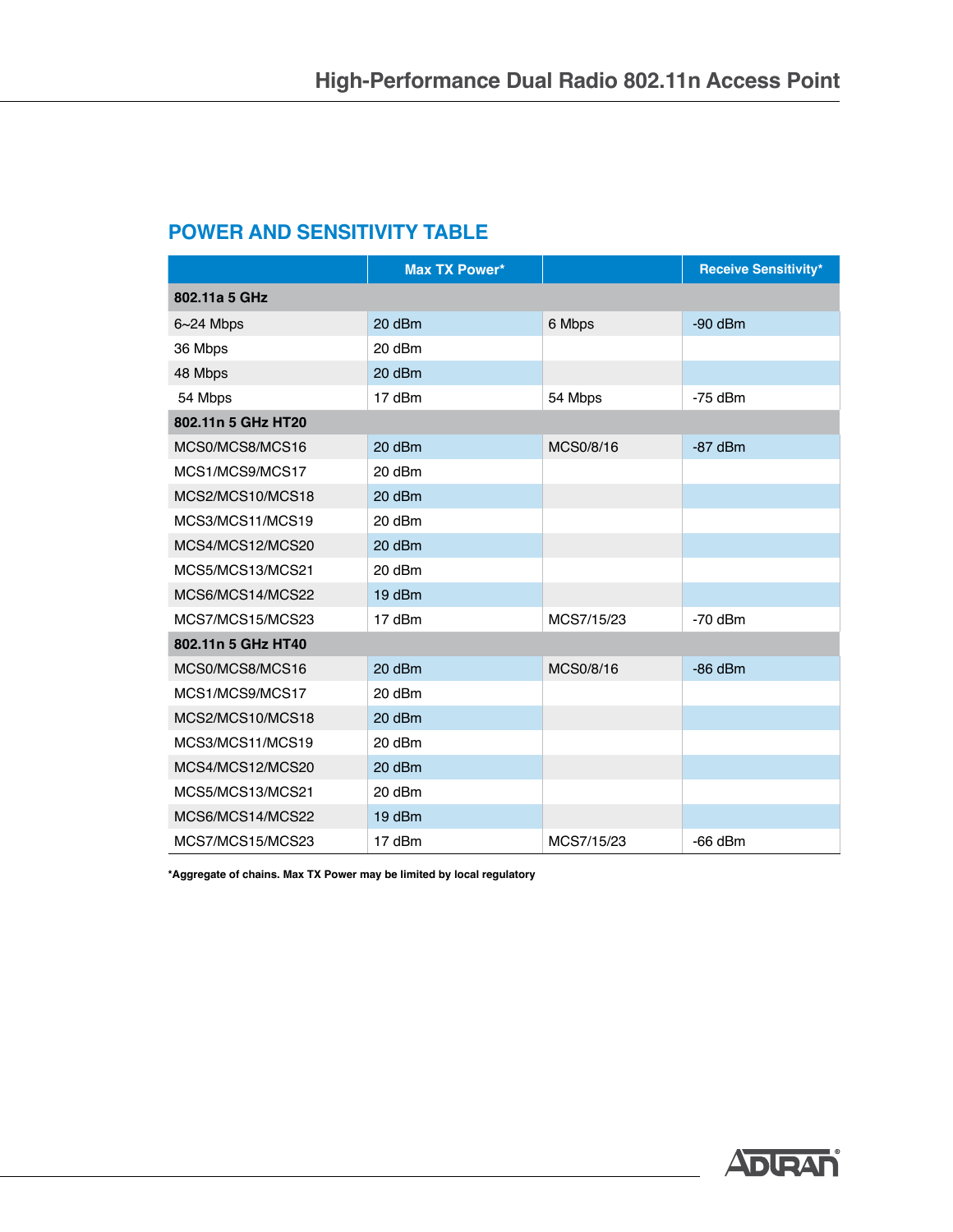## POWER AND SENSITIVITY TABLE

| | Max TX Power* | | Receive Sensitivity* |
|---|---|---|---|
| **802.11a 5 GHz** | | | |
| 6~24 Mbps | 20 dBm | 6 Mbps | -90 dBm |
| 36 Mbps | 20 dBm | | |
| 48 Mbps | 20 dBm | | |
| 54 Mbps | 17 dBm | 54 Mbps | -75 dBm |
| **802.11n 5 GHz HT20** | | | |
| MCS0/MCS8/MCS16 | 20 dBm | MCS0/8/16 | -87 dBm |
| MCS1/MCS9/MCS17 | 20 dBm | | |
| MCS2/MCS10/MCS18 | 20 dBm | | |
| MCS3/MCS11/MCS19 | 20 dBm | | |
| MCS4/MCS12/MCS20 | 20 dBm | | |
| MCS5/MCS13/MCS21 | 20 dBm | | |
| MCS6/MCS14/MCS22 | 19 dBm | | |
| MCS7/MCS15/MCS23 | 17 dBm | MCS7/15/23 | -70 dBm |
| **802.11n 5 GHz HT40** | | | |
| MCS0/MCS8/MCS16 | 20 dBm | MCS0/8/16 | -86 dBm |
| MCS1/MCS9/MCS17 | 20 dBm | | |
| MCS2/MCS10/MCS18 | 20 dBm | | |
| MCS3/MCS11/MCS19 | 20 dBm | | |
| MCS4/MCS12/MCS20 | 20 dBm | | |
| MCS5/MCS13/MCS21 | 20 dBm | | |
| MCS6/MCS14/MCS22 | 19 dBm | | |
| MCS7/MCS15/MCS23 | 17 dBm | MCS7/15/23 | -66 dBm |

**\*Aggregate of chains. Max TX Power may be limited by local regulatory**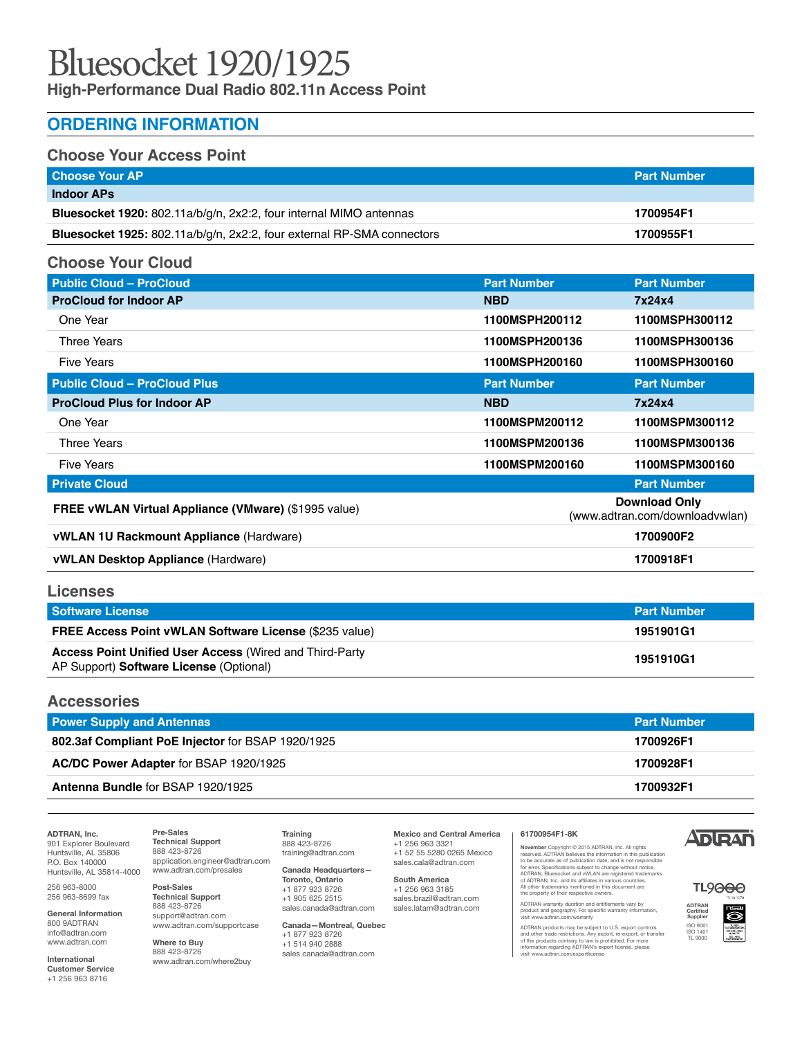# Bluesocket 1920/1925

**High-Performance Dual Radio 802.11n Access Point**

## ORDERING INFORMATION

### Choose Your Access Point

| Choose Your AP | Part Number |
|---|---|
| **Indoor APs** | |
| **Bluesocket 1920:** 802.11a/b/g/n, 2x2:2, four internal MIMO antennas | **1700954F1** |
| **Bluesocket 1925:** 802.11a/b/g/n, 2x2:2, four external RP-SMA connectors | **1700955F1** |

### Choose Your Cloud

| Public Cloud – ProCloud | Part Number | Part Number |
|---|---|---|
| **ProCloud for Indoor AP** | **NBD** | **7x24x4** |
| One Year | **1100MSPH200112** | **1100MSPH300112** |
| Three Years | **1100MSPH200136** | **1100MSPH300136** |
| Five Years | **1100MSPH200160** | **1100MSPH300160** |
| **Public Cloud – ProCloud Plus** | **Part Number** | **Part Number** |
| **ProCloud Plus for Indoor AP** | **NBD** | **7x24x4** |
| One Year | **1100MSPM200112** | **1100MSPM300112** |
| Three Years | **1100MSPM200136** | **1100MSPM300136** |
| Five Years | **1100MSPM200160** | **1100MSPM300160** |

| Private Cloud | Part Number |
|---|---|
| **FREE vWLAN Virtual Appliance (VMware)** ($1995 value) | **Download Only** (www.adtran.com/downloadvwlan) |
| **vWLAN 1U Rackmount Appliance** (Hardware) | **1700900F2** |
| **vWLAN Desktop Appliance** (Hardware) | **1700918F1** |

### Licenses

| Software License | Part Number |
|---|---|
| **FREE Access Point vWLAN Software License** ($235 value) | **1951901G1** |
| **Access Point Unified User Access** (Wired and Third-Party AP Support) **Software License** (Optional) | **1951910G1** |

### Accessories

| Power Supply and Antennas | Part Number |
|---|---|
| **802.3af Compliant PoE Injector** for BSAP 1920/1925 | **1700926F1** |
| **AC/DC Power Adapter** for BSAP 1920/1925 | **1700928F1** |
| **Antenna Bundle** for BSAP 1920/1925 | **1700932F1** |

**ADTRAN, Inc.**
901 Explorer Boulevard
Huntsville, AL 35806
P.O. Box 140000
Huntsville, AL 35814-4000

256 963-8000
256 963-8699 fax

**General Information**
800 9ADTRAN
info@adtran.com
www.adtran.com

**International Customer Service**
+1 256 963 8716

**Pre-Sales Technical Support**
888 423-8726
application.engineer@adtran.com
www.adtran.com/presales

**Post-Sales Technical Support**
888 423-8726
support@adtran.com
www.adtran.com/supportcase

**Where to Buy**
888 423-8726
www.adtran.com/where2buy

**Training**
888 423-8726
training@adtran.com

**Canada Headquarters— Toronto, Ontario**
+1 877 923 8726
+1 905 625 2515
sales.canada@adtran.com

**Canada—Montreal, Quebec**
+1 877 923 8726
+1 514 940 2888
sales.canada@adtran.com

**Mexico and Central America**
+1 256 963 3321
+1 52 55 5280 0265 Mexico
sales.cala@adtran.com

**South America**
+1 256 963 3185
sales.brazil@adtran.com
sales.latam@adtran.com

**61700954F1-8K**

**November** Copyright © 2015 ADTRAN, Inc. All rights reserved. ADTRAN believes the information in this publication to be accurate as of publication date, and is not responsible for error. Specifications subject to change without notice. ADTRAN, Bluesocket and vWLAN are registered trademarks of ADTRAN, Inc. and its affiliates in various countries. All other trademarks mentioned in this document are the property of their respective owners.

ADTRAN warranty duration and entitlements vary by product and geography. For specific warranty information, visit www.adtran.com/warranty

ADTRAN products may be subject to U.S. export controls and other trade restrictions. Any export, re-export, or transfer of the products contrary to law is prohibited. For more information regarding ADTRAN's export license, please visit www.adtran.com/exportlicense

ADTRAN Certified Supplier
ISO 9001
ISO 1401
TL 9000